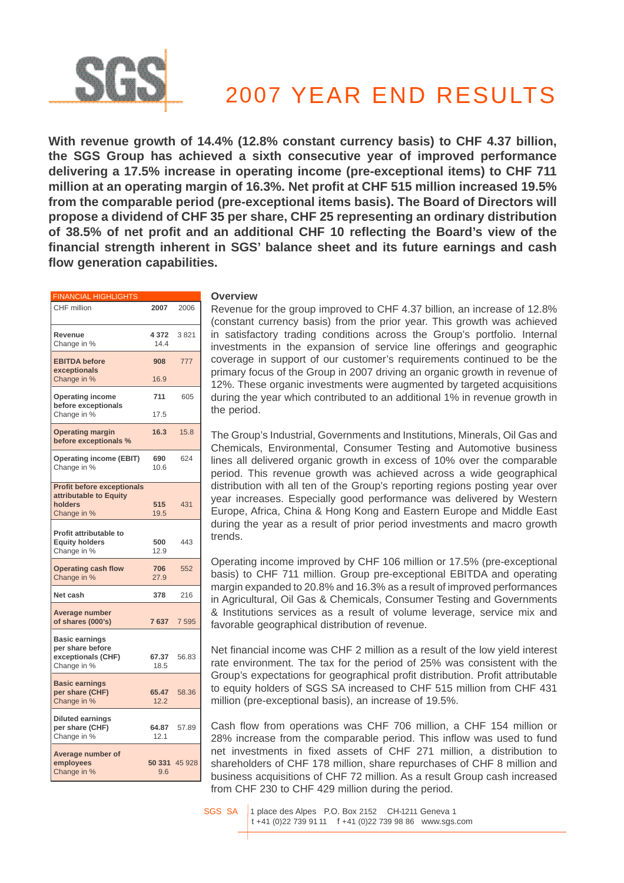SGS

# 2007 YEAR END RESULTS

**With revenue growth of 14.4% (12.8% constant currency basis) to CHF 4.37 billion, the SGS Group has achieved a sixth consecutive year of improved performance delivering a 17.5% increase in operating income (pre-exceptional items) to CHF 711 million at an operating margin of 16.3%. Net profit at CHF 515 million increased 19.5% from the comparable period (pre-exceptional items basis). The Board of Directors will propose a dividend of CHF 35 per share, CHF 25 representing an ordinary distribution of 38.5% of net profit and an additional CHF 10 reflecting the Board's view of the financial strength inherent in SGS' balance sheet and its future earnings and cash flow generation capabilities.**

| FINANCIAL HIGHLIGHTS | | |
|---|---|---|
| CHF million | 2007 | 2006 |
| **Revenue** | **4 372** | 3 821 |
| Change in % | 14.4 | |
| **EBITDA before exceptionals** | **908** | 777 |
| Change in % | 16.9 | |
| **Operating income before exceptionals** | **711** | 605 |
| Change in % | 17.5 | |
| **Operating margin before exceptionals %** | **16.3** | 15.8 |
| **Operating income (EBIT)** | **690** | 624 |
| Change in % | 10.6 | |
| **Profit before exceptionals attributable to Equity holders** | **515** | 431 |
| Change in % | 19.5 | |
| **Profit attributable to Equity holders** | **500** | 443 |
| Change in % | 12.9 | |
| **Operating cash flow** | **706** | 552 |
| Change in % | 27.9 | |
| **Net cash** | **378** | 216 |
| **Average number of shares (000's)** | **7 637** | 7 595 |
| **Basic earnings per share before exceptionals (CHF)** | **67.37** | 56.83 |
| Change in % | 18.5 | |
| **Basic earnings per share (CHF)** | **65.47** | 58.36 |
| Change in % | 12.2 | |
| **Diluted earnings per share (CHF)** | **64.87** | 57.89 |
| Change in % | 12.1 | |
| **Average number of employees** | **50 331** | 45 928 |
| Change in % | 9.6 | |

### Overview

Revenue for the group improved to CHF 4.37 billion, an increase of 12.8% (constant currency basis) from the prior year. This growth was achieved in satisfactory trading conditions across the Group's portfolio. Internal investments in the expansion of service line offerings and geographic coverage in support of our customer's requirements continued to be the primary focus of the Group in 2007 driving an organic growth in revenue of 12%. These organic investments were augmented by targeted acquisitions during the year which contributed to an additional 1% in revenue growth in the period.

The Group's Industrial, Governments and Institutions, Minerals, Oil Gas and Chemicals, Environmental, Consumer Testing and Automotive business lines all delivered organic growth in excess of 10% over the comparable period. This revenue growth was achieved across a wide geographical distribution with all ten of the Group's reporting regions posting year over year increases. Especially good performance was delivered by Western Europe, Africa, China & Hong Kong and Eastern Europe and Middle East during the year as a result of prior period investments and macro growth trends.

Operating income improved by CHF 106 million or 17.5% (pre-exceptional basis) to CHF 711 million. Group pre-exceptional EBITDA and operating margin expanded to 20.8% and 16.3% as a result of improved performances in Agricultural, Oil Gas & Chemicals, Consumer Testing and Governments & Institutions services as a result of volume leverage, service mix and favorable geographical distribution of revenue.

Net financial income was CHF 2 million as a result of the low yield interest rate environment. The tax for the period of 25% was consistent with the Group's expectations for geographical profit distribution. Profit attributable to equity holders of SGS SA increased to CHF 515 million from CHF 431 million (pre-exceptional basis), an increase of 19.5%.

Cash flow from operations was CHF 706 million, a CHF 154 million or 28% increase from the comparable period. This inflow was used to fund net investments in fixed assets of CHF 271 million, a distribution to shareholders of CHF 178 million, share repurchases of CHF 8 million and business acquisitions of CHF 72 million. As a result Group cash increased from CHF 230 to CHF 429 million during the period.

SGS SA | 1 place des Alpes P.O. Box 2152 CH-1211 Geneva 1
t +41 (0)22 739 91 11 f +41 (0)22 739 98 86 www.sgs.com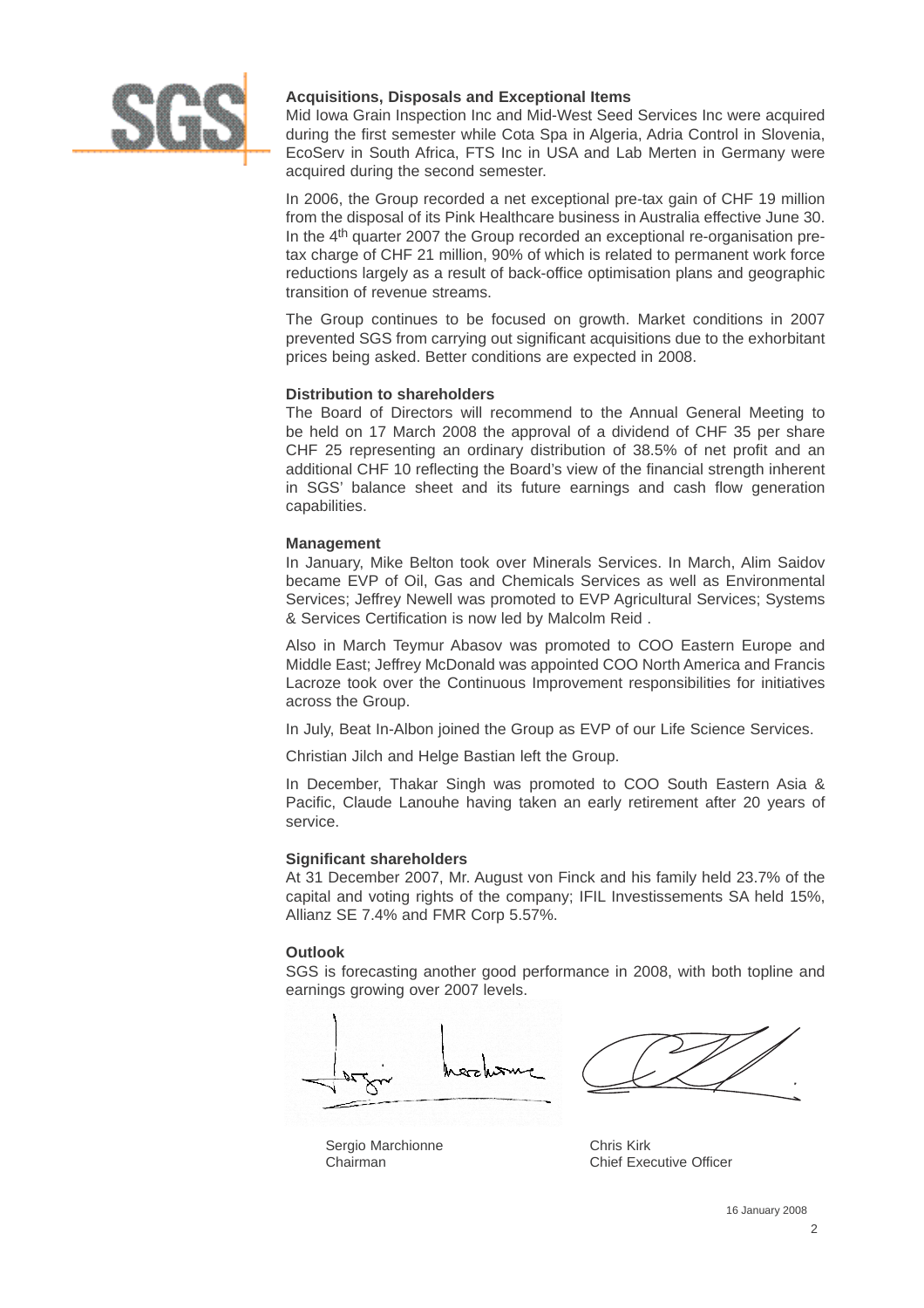### Acquisitions, Disposals and Exceptional Items

Mid Iowa Grain Inspection Inc and Mid-West Seed Services Inc were acquired during the first semester while Cota Spa in Algeria, Adria Control in Slovenia, EcoServ in South Africa, FTS Inc in USA and Lab Merten in Germany were acquired during the second semester.

In 2006, the Group recorded a net exceptional pre-tax gain of CHF 19 million from the disposal of its Pink Healthcare business in Australia effective June 30. In the 4th quarter 2007 the Group recorded an exceptional re-organisation pre-tax charge of CHF 21 million, 90% of which is related to permanent work force reductions largely as a result of back-office optimisation plans and geographic transition of revenue streams.

The Group continues to be focused on growth. Market conditions in 2007 prevented SGS from carrying out significant acquisitions due to the exhorbitant prices being asked. Better conditions are expected in 2008.

### Distribution to shareholders

The Board of Directors will recommend to the Annual General Meeting to be held on 17 March 2008 the approval of a dividend of CHF 35 per share CHF 25 representing an ordinary distribution of 38.5% of net profit and an additional CHF 10 reflecting the Board's view of the financial strength inherent in SGS' balance sheet and its future earnings and cash flow generation capabilities.

### Management

In January, Mike Belton took over Minerals Services. In March, Alim Saidov became EVP of Oil, Gas and Chemicals Services as well as Environmental Services; Jeffrey Newell was promoted to EVP Agricultural Services; Systems & Services Certification is now led by Malcolm Reid .

Also in March Teymur Abasov was promoted to COO Eastern Europe and Middle East; Jeffrey McDonald was appointed COO North America and Francis Lacroze took over the Continuous Improvement responsibilities for initiatives across the Group.

In July, Beat In-Albon joined the Group as EVP of our Life Science Services.

Christian Jilch and Helge Bastian left the Group.

In December, Thakar Singh was promoted to COO South Eastern Asia & Pacific, Claude Lanouhe having taken an early retirement after 20 years of service.

### Significant shareholders

At 31 December 2007, Mr. August von Finck and his family held 23.7% of the capital and voting rights of the company; IFIL Investissements SA held 15%, Allianz SE 7.4% and FMR Corp 5.57%.

### Outlook

SGS is forecasting another good performance in 2008, with both topline and earnings growing over 2007 levels.

Sergio Marchionne
Chairman

Chris Kirk
Chief Executive Officer

16 January 2008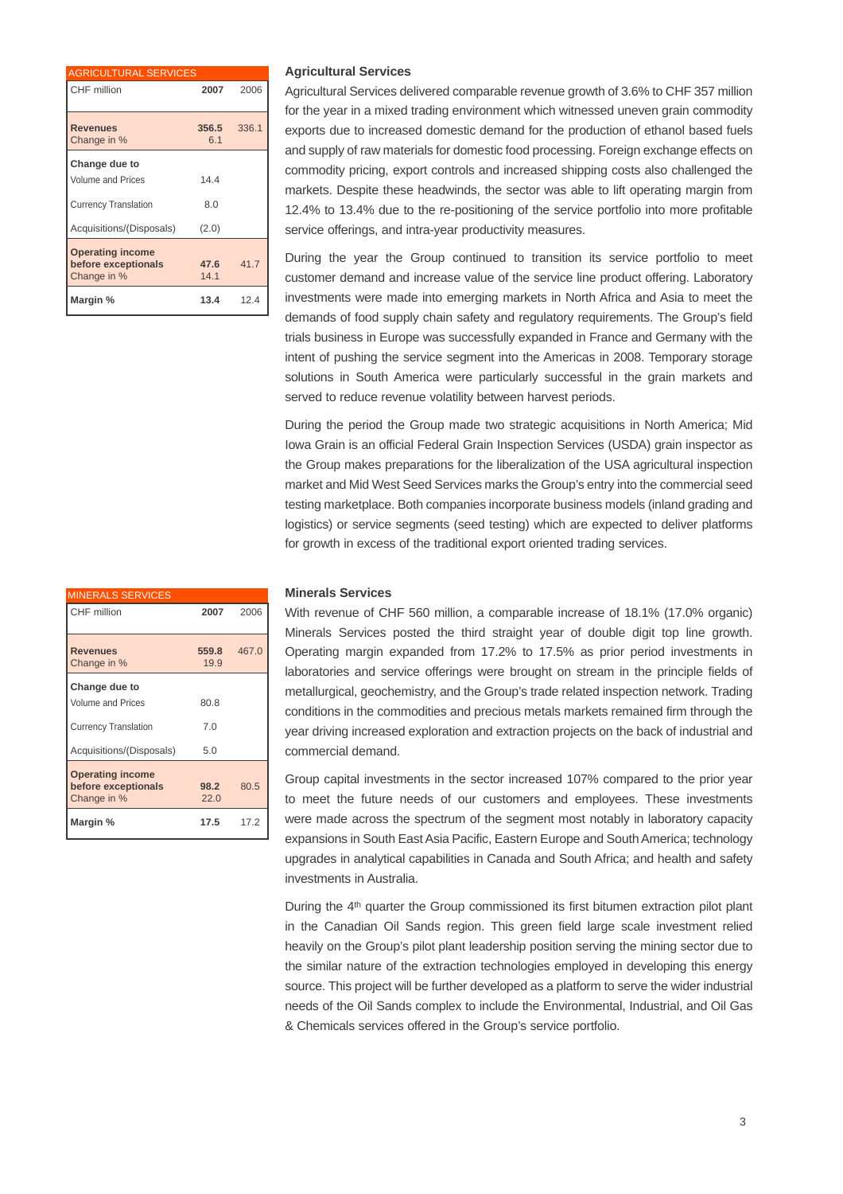| AGRICULTURAL SERVICES | | |
|---|---|---|
| CHF million | **2007** | 2006 |
| **Revenues** | **356.5** | 336.1 |
| Change in % | 6.1 | |
| **Change due to** | | |
| Volume and Prices | 14.4 | |
| Currency Translation | 8.0 | |
| Acquisitions/(Disposals) | (2.0) | |
| **Operating income before exceptionals** | **47.6** | 41.7 |
| Change in % | 14.1 | |
| **Margin %** | **13.4** | 12.4 |

### Agricultural Services

Agricultural Services delivered comparable revenue growth of 3.6% to CHF 357 million for the year in a mixed trading environment which witnessed uneven grain commodity exports due to increased domestic demand for the production of ethanol based fuels and supply of raw materials for domestic food processing. Foreign exchange effects on commodity pricing, export controls and increased shipping costs also challenged the markets. Despite these headwinds, the sector was able to lift operating margin from 12.4% to 13.4% due to the re-positioning of the service portfolio into more profitable service offerings, and intra-year productivity measures.

During the year the Group continued to transition its service portfolio to meet customer demand and increase value of the service line product offering. Laboratory investments were made into emerging markets in North Africa and Asia to meet the demands of food supply chain safety and regulatory requirements. The Group's field trials business in Europe was successfully expanded in France and Germany with the intent of pushing the service segment into the Americas in 2008. Temporary storage solutions in South America were particularly successful in the grain markets and served to reduce revenue volatility between harvest periods.

During the period the Group made two strategic acquisitions in North America; Mid Iowa Grain is an official Federal Grain Inspection Services (USDA) grain inspector as the Group makes preparations for the liberalization of the USA agricultural inspection market and Mid West Seed Services marks the Group's entry into the commercial seed testing marketplace. Both companies incorporate business models (inland grading and logistics) or service segments (seed testing) which are expected to deliver platforms for growth in excess of the traditional export oriented trading services.

| MINERALS SERVICES | | |
|---|---|---|
| CHF million | **2007** | 2006 |
| **Revenues** | **559.8** | 467.0 |
| Change in % | 19.9 | |
| **Change due to** | | |
| Volume and Prices | 80.8 | |
| Currency Translation | 7.0 | |
| Acquisitions/(Disposals) | 5.0 | |
| **Operating income before exceptionals** | **98.2** | 80.5 |
| Change in % | 22.0 | |
| **Margin %** | **17.5** | 17.2 |

### Minerals Services

With revenue of CHF 560 million, a comparable increase of 18.1% (17.0% organic) Minerals Services posted the third straight year of double digit top line growth. Operating margin expanded from 17.2% to 17.5% as prior period investments in laboratories and service offerings were brought on stream in the principle fields of metallurgical, geochemistry, and the Group's trade related inspection network. Trading conditions in the commodities and precious metals markets remained firm through the year driving increased exploration and extraction projects on the back of industrial and commercial demand.

Group capital investments in the sector increased 107% compared to the prior year to meet the future needs of our customers and employees. These investments were made across the spectrum of the segment most notably in laboratory capacity expansions in South East Asia Pacific, Eastern Europe and South America; technology upgrades in analytical capabilities in Canada and South Africa; and health and safety investments in Australia.

During the 4th quarter the Group commissioned its first bitumen extraction pilot plant in the Canadian Oil Sands region. This green field large scale investment relied heavily on the Group's pilot plant leadership position serving the mining sector due to the similar nature of the extraction technologies employed in developing this energy source. This project will be further developed as a platform to serve the wider industrial needs of the Oil Sands complex to include the Environmental, Industrial, and Oil Gas & Chemicals services offered in the Group's service portfolio.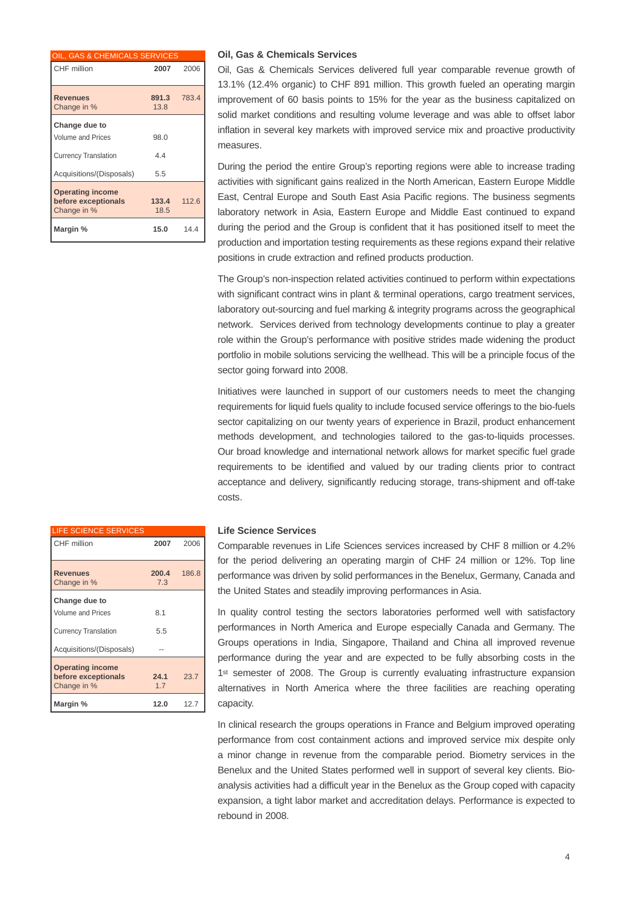| OIL, GAS & CHEMICALS SERVICES | | |
|---|---|---|
| CHF million | **2007** | 2006 |
| **Revenues** | **891.3** | 783.4 |
| Change in % | 13.8 | |
| **Change due to** | | |
| Volume and Prices | 98.0 | |
| Currency Translation | 4.4 | |
| Acquisitions/(Disposals) | 5.5 | |
| **Operating income before exceptionals** | **133.4** | 112.6 |
| Change in % | 18.5 | |
| **Margin %** | **15.0** | 14.4 |

### Oil, Gas & Chemicals Services

Oil, Gas & Chemicals Services delivered full year comparable revenue growth of 13.1% (12.4% organic) to CHF 891 million. This growth fueled an operating margin improvement of 60 basis points to 15% for the year as the business capitalized on solid market conditions and resulting volume leverage and was able to offset labor inflation in several key markets with improved service mix and proactive productivity measures.

During the period the entire Group's reporting regions were able to increase trading activities with significant gains realized in the North American, Eastern Europe Middle East, Central Europe and South East Asia Pacific regions. The business segments laboratory network in Asia, Eastern Europe and Middle East continued to expand during the period and the Group is confident that it has positioned itself to meet the production and importation testing requirements as these regions expand their relative positions in crude extraction and refined products production.

The Group's non-inspection related activities continued to perform within expectations with significant contract wins in plant & terminal operations, cargo treatment services, laboratory out-sourcing and fuel marking & integrity programs across the geographical network. Services derived from technology developments continue to play a greater role within the Group's performance with positive strides made widening the product portfolio in mobile solutions servicing the wellhead. This will be a principle focus of the sector going forward into 2008.

Initiatives were launched in support of our customers needs to meet the changing requirements for liquid fuels quality to include focused service offerings to the bio-fuels sector capitalizing on our twenty years of experience in Brazil, product enhancement methods development, and technologies tailored to the gas-to-liquids processes. Our broad knowledge and international network allows for market specific fuel grade requirements to be identified and valued by our trading clients prior to contract acceptance and delivery, significantly reducing storage, trans-shipment and off-take costs.

| LIFE SCIENCE SERVICES | | |
|---|---|---|
| CHF million | **2007** | 2006 |
| **Revenues** | **200.4** | 186.8 |
| Change in % | 7.3 | |
| **Change due to** | | |
| Volume and Prices | 8.1 | |
| Currency Translation | 5.5 | |
| Acquisitions/(Disposals) | -- | |
| **Operating income before exceptionals** | **24.1** | 23.7 |
| Change in % | 1.7 | |
| **Margin %** | **12.0** | 12.7 |

### Life Science Services

Comparable revenues in Life Sciences services increased by CHF 8 million or 4.2% for the period delivering an operating margin of CHF 24 million or 12%. Top line performance was driven by solid performances in the Benelux, Germany, Canada and the United States and steadily improving performances in Asia.

In quality control testing the sectors laboratories performed well with satisfactory performances in North America and Europe especially Canada and Germany. The Groups operations in India, Singapore, Thailand and China all improved revenue performance during the year and are expected to be fully absorbing costs in the 1st semester of 2008. The Group is currently evaluating infrastructure expansion alternatives in North America where the three facilities are reaching operating capacity.

In clinical research the groups operations in France and Belgium improved operating performance from cost containment actions and improved service mix despite only a minor change in revenue from the comparable period. Biometry services in the Benelux and the United States performed well in support of several key clients. Bio-analysis activities had a difficult year in the Benelux as the Group coped with capacity expansion, a tight labor market and accreditation delays. Performance is expected to rebound in 2008.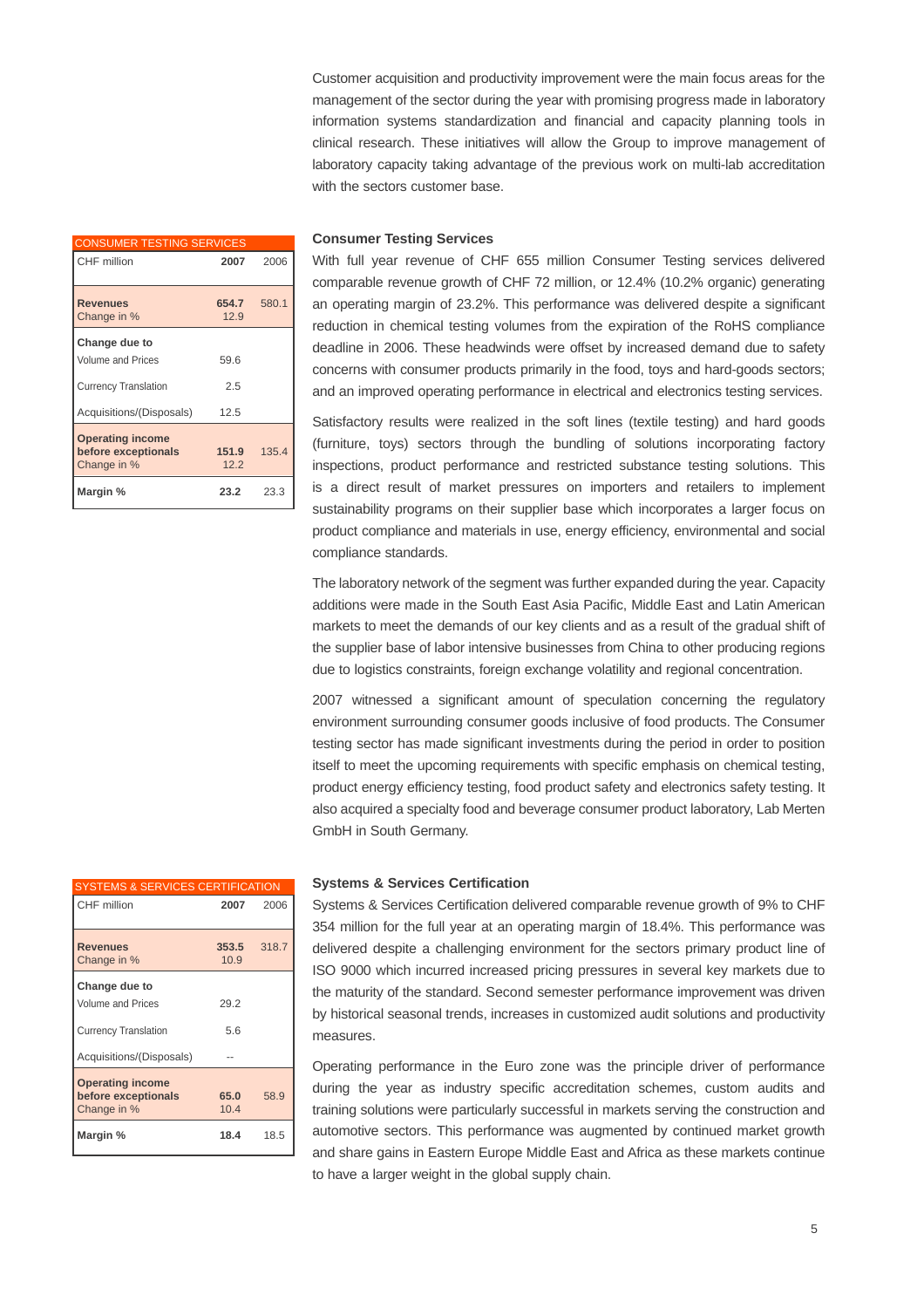Customer acquisition and productivity improvement were the main focus areas for the management of the sector during the year with promising progress made in laboratory information systems standardization and financial and capacity planning tools in clinical research. These initiatives will allow the Group to improve management of laboratory capacity taking advantage of the previous work on multi-lab accreditation with the sectors customer base.

| CONSUMER TESTING SERVICES | | |
|---|---|---|
| CHF million | **2007** | 2006 |
| **Revenues** | **654.7** | 580.1 |
| Change in % | 12.9 | |
| **Change due to** | | |
| Volume and Prices | 59.6 | |
| Currency Translation | 2.5 | |
| Acquisitions/(Disposals) | 12.5 | |
| **Operating income before exceptionals** | **151.9** | 135.4 |
| Change in % | 12.2 | |
| **Margin %** | **23.2** | 23.3 |

### Consumer Testing Services

With full year revenue of CHF 655 million Consumer Testing services delivered comparable revenue growth of CHF 72 million, or 12.4% (10.2% organic) generating an operating margin of 23.2%. This performance was delivered despite a significant reduction in chemical testing volumes from the expiration of the RoHS compliance deadline in 2006. These headwinds were offset by increased demand due to safety concerns with consumer products primarily in the food, toys and hard-goods sectors; and an improved operating performance in electrical and electronics testing services.

Satisfactory results were realized in the soft lines (textile testing) and hard goods (furniture, toys) sectors through the bundling of solutions incorporating factory inspections, product performance and restricted substance testing solutions. This is a direct result of market pressures on importers and retailers to implement sustainability programs on their supplier base which incorporates a larger focus on product compliance and materials in use, energy efficiency, environmental and social compliance standards.

The laboratory network of the segment was further expanded during the year. Capacity additions were made in the South East Asia Pacific, Middle East and Latin American markets to meet the demands of our key clients and as a result of the gradual shift of the supplier base of labor intensive businesses from China to other producing regions due to logistics constraints, foreign exchange volatility and regional concentration.

2007 witnessed a significant amount of speculation concerning the regulatory environment surrounding consumer goods inclusive of food products. The Consumer testing sector has made significant investments during the period in order to position itself to meet the upcoming requirements with specific emphasis on chemical testing, product energy efficiency testing, food product safety and electronics safety testing. It also acquired a specialty food and beverage consumer product laboratory, Lab Merten GmbH in South Germany.

| SYSTEMS & SERVICES CERTIFICATION | | |
|---|---|---|
| CHF million | **2007** | 2006 |
| **Revenues** | **353.5** | 318.7 |
| Change in % | 10.9 | |
| **Change due to** | | |
| Volume and Prices | 29.2 | |
| Currency Translation | 5.6 | |
| Acquisitions/(Disposals) | -- | |
| **Operating income before exceptionals** | **65.0** | 58.9 |
| Change in % | 10.4 | |
| **Margin %** | **18.4** | 18.5 |

### Systems & Services Certification

Systems & Services Certification delivered comparable revenue growth of 9% to CHF 354 million for the full year at an operating margin of 18.4%. This performance was delivered despite a challenging environment for the sectors primary product line of ISO 9000 which incurred increased pricing pressures in several key markets due to the maturity of the standard. Second semester performance improvement was driven by historical seasonal trends, increases in customized audit solutions and productivity measures.

Operating performance in the Euro zone was the principle driver of performance during the year as industry specific accreditation schemes, custom audits and training solutions were particularly successful in markets serving the construction and automotive sectors. This performance was augmented by continued market growth and share gains in Eastern Europe Middle East and Africa as these markets continue to have a larger weight in the global supply chain.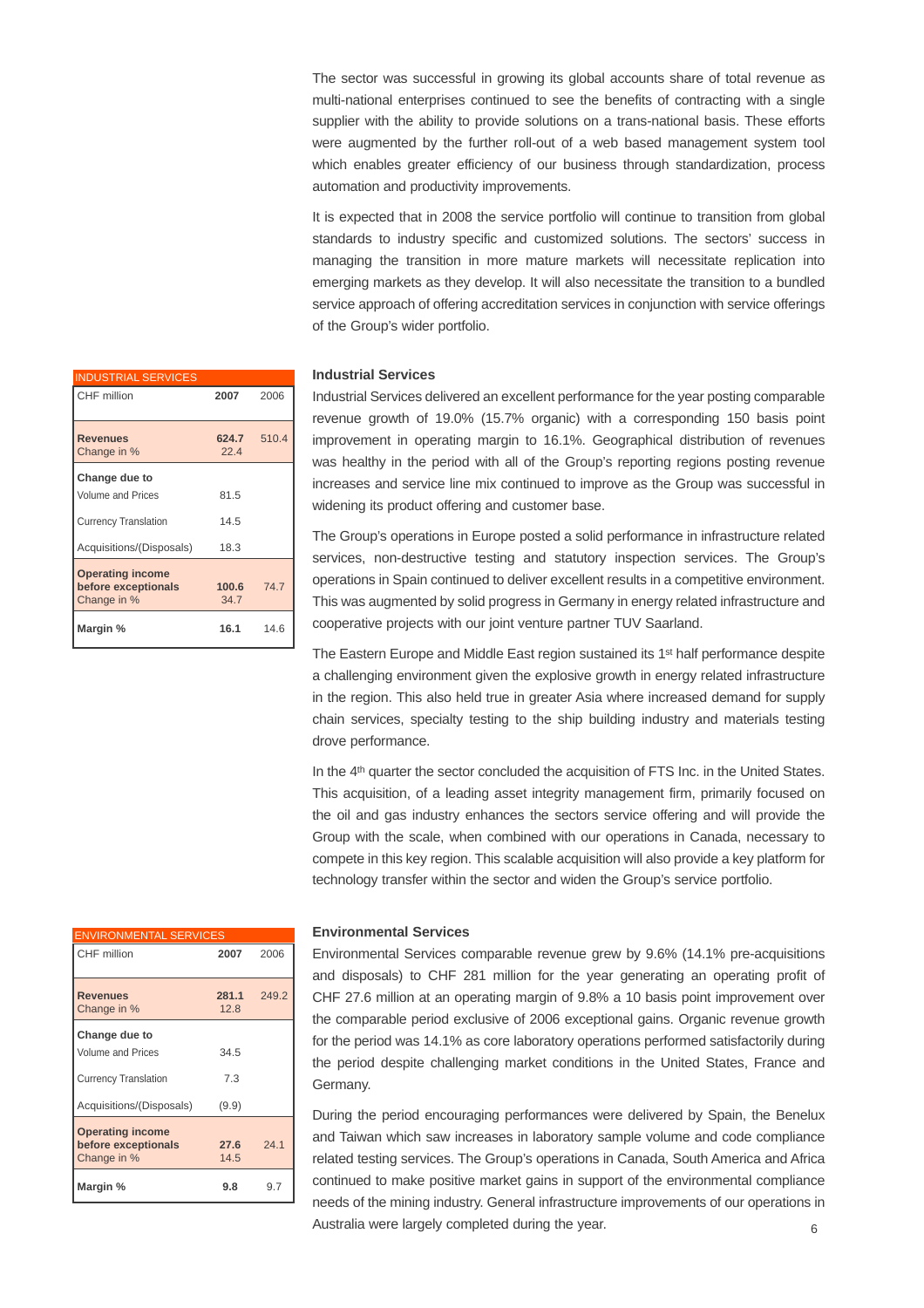The sector was successful in growing its global accounts share of total revenue as multi-national enterprises continued to see the benefits of contracting with a single supplier with the ability to provide solutions on a trans-national basis. These efforts were augmented by the further roll-out of a web based management system tool which enables greater efficiency of our business through standardization, process automation and productivity improvements.

It is expected that in 2008 the service portfolio will continue to transition from global standards to industry specific and customized solutions. The sectors' success in managing the transition in more mature markets will necessitate replication into emerging markets as they develop. It will also necessitate the transition to a bundled service approach of offering accreditation services in conjunction with service offerings of the Group's wider portfolio.

| INDUSTRIAL SERVICES | | |
|---|---|---|
| CHF million | **2007** | 2006 |
| **Revenues** | **624.7** | 510.4 |
| Change in % | 22.4 | |
| **Change due to** | | |
| Volume and Prices | 81.5 | |
| Currency Translation | 14.5 | |
| Acquisitions/(Disposals) | 18.3 | |
| **Operating income before exceptionals** | **100.6** | 74.7 |
| Change in % | 34.7 | |
| **Margin %** | **16.1** | 14.6 |

### Industrial Services

Industrial Services delivered an excellent performance for the year posting comparable revenue growth of 19.0% (15.7% organic) with a corresponding 150 basis point improvement in operating margin to 16.1%. Geographical distribution of revenues was healthy in the period with all of the Group's reporting regions posting revenue increases and service line mix continued to improve as the Group was successful in widening its product offering and customer base.

The Group's operations in Europe posted a solid performance in infrastructure related services, non-destructive testing and statutory inspection services. The Group's operations in Spain continued to deliver excellent results in a competitive environment. This was augmented by solid progress in Germany in energy related infrastructure and cooperative projects with our joint venture partner TUV Saarland.

The Eastern Europe and Middle East region sustained its 1st half performance despite a challenging environment given the explosive growth in energy related infrastructure in the region. This also held true in greater Asia where increased demand for supply chain services, specialty testing to the ship building industry and materials testing drove performance.

In the 4th quarter the sector concluded the acquisition of FTS Inc. in the United States. This acquisition, of a leading asset integrity management firm, primarily focused on the oil and gas industry enhances the sectors service offering and will provide the Group with the scale, when combined with our operations in Canada, necessary to compete in this key region. This scalable acquisition will also provide a key platform for technology transfer within the sector and widen the Group's service portfolio.

| ENVIRONMENTAL SERVICES | | |
|---|---|---|
| CHF million | **2007** | 2006 |
| **Revenues** | **281.1** | 249.2 |
| Change in % | 12.8 | |
| **Change due to** | | |
| Volume and Prices | 34.5 | |
| Currency Translation | 7.3 | |
| Acquisitions/(Disposals) | (9.9) | |
| **Operating income before exceptionals** | **27.6** | 24.1 |
| Change in % | 14.5 | |
| **Margin %** | **9.8** | 9.7 |

### Environmental Services

Environmental Services comparable revenue grew by 9.6% (14.1% pre-acquisitions and disposals) to CHF 281 million for the year generating an operating profit of CHF 27.6 million at an operating margin of 9.8% a 10 basis point improvement over the comparable period exclusive of 2006 exceptional gains. Organic revenue growth for the period was 14.1% as core laboratory operations performed satisfactorily during the period despite challenging market conditions in the United States, France and Germany.

During the period encouraging performances were delivered by Spain, the Benelux and Taiwan which saw increases in laboratory sample volume and code compliance related testing services. The Group's operations in Canada, South America and Africa continued to make positive market gains in support of the environmental compliance needs of the mining industry. General infrastructure improvements of our operations in Australia were largely completed during the year.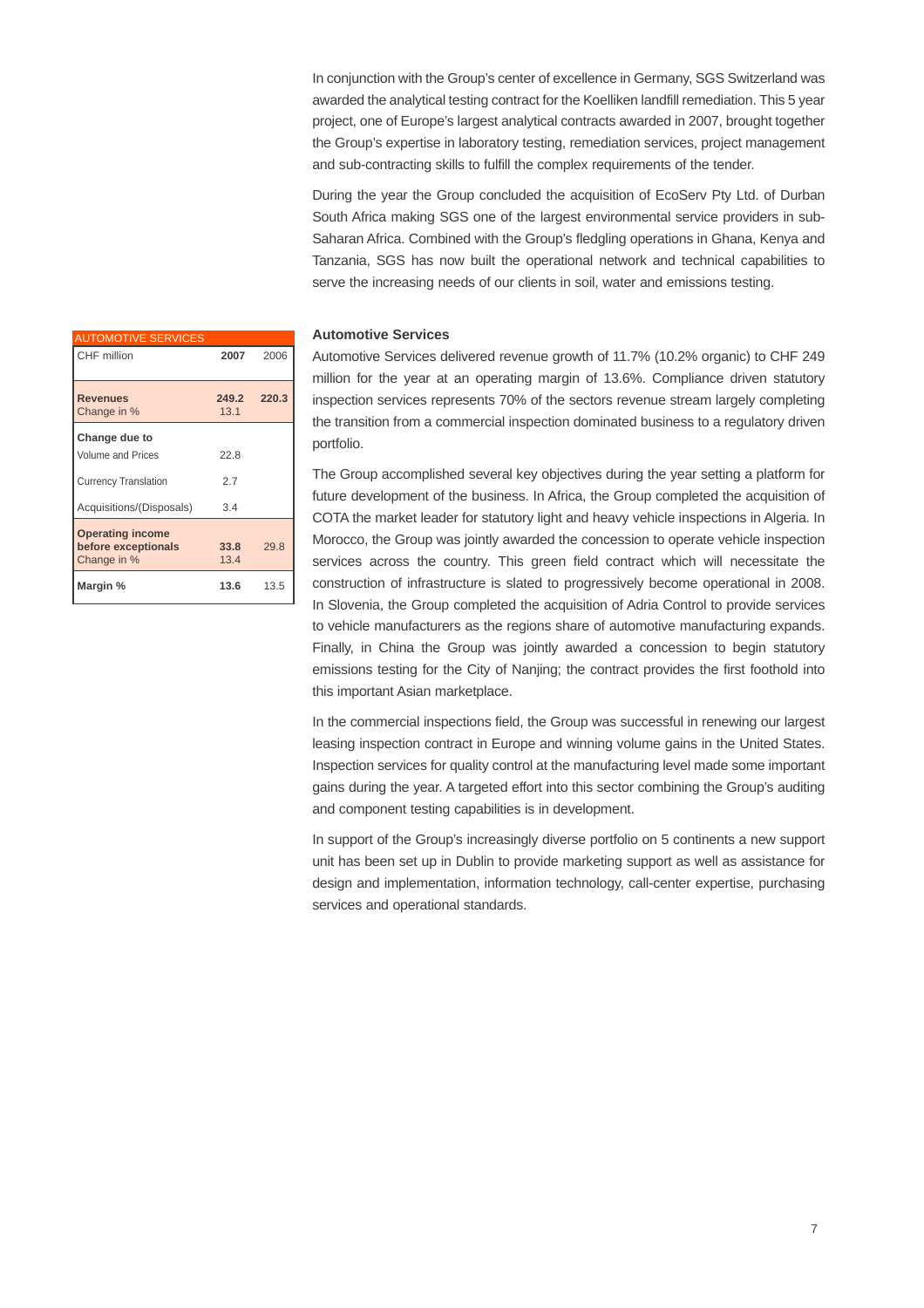In conjunction with the Group's center of excellence in Germany, SGS Switzerland was awarded the analytical testing contract for the Koelliken landfill remediation. This 5 year project, one of Europe's largest analytical contracts awarded in 2007, brought together the Group's expertise in laboratory testing, remediation services, project management and sub-contracting skills to fulfill the complex requirements of the tender.

During the year the Group concluded the acquisition of EcoServ Pty Ltd. of Durban South Africa making SGS one of the largest environmental service providers in sub-Saharan Africa. Combined with the Group's fledgling operations in Ghana, Kenya and Tanzania, SGS has now built the operational network and technical capabilities to serve the increasing needs of our clients in soil, water and emissions testing.

| AUTOMOTIVE SERVICES | | |
|---|---|---|
| CHF million | **2007** | 2006 |
| **Revenues** | **249.2** | **220.3** |
| Change in % | 13.1 | |
| **Change due to** | | |
| Volume and Prices | 22.8 | |
| Currency Translation | 2.7 | |
| Acquisitions/(Disposals) | 3.4 | |
| **Operating income before exceptionals** | **33.8** | 29.8 |
| Change in % | 13.4 | |
| **Margin %** | **13.6** | 13.5 |

### Automotive Services

Automotive Services delivered revenue growth of 11.7% (10.2% organic) to CHF 249 million for the year at an operating margin of 13.6%. Compliance driven statutory inspection services represents 70% of the sectors revenue stream largely completing the transition from a commercial inspection dominated business to a regulatory driven portfolio.

The Group accomplished several key objectives during the year setting a platform for future development of the business. In Africa, the Group completed the acquisition of COTA the market leader for statutory light and heavy vehicle inspections in Algeria. In Morocco, the Group was jointly awarded the concession to operate vehicle inspection services across the country. This green field contract which will necessitate the construction of infrastructure is slated to progressively become operational in 2008. In Slovenia, the Group completed the acquisition of Adria Control to provide services to vehicle manufacturers as the regions share of automotive manufacturing expands. Finally, in China the Group was jointly awarded a concession to begin statutory emissions testing for the City of Nanjing; the contract provides the first foothold into this important Asian marketplace.

In the commercial inspections field, the Group was successful in renewing our largest leasing inspection contract in Europe and winning volume gains in the United States. Inspection services for quality control at the manufacturing level made some important gains during the year. A targeted effort into this sector combining the Group's auditing and component testing capabilities is in development.

In support of the Group's increasingly diverse portfolio on 5 continents a new support unit has been set up in Dublin to provide marketing support as well as assistance for design and implementation, information technology, call-center expertise, purchasing services and operational standards.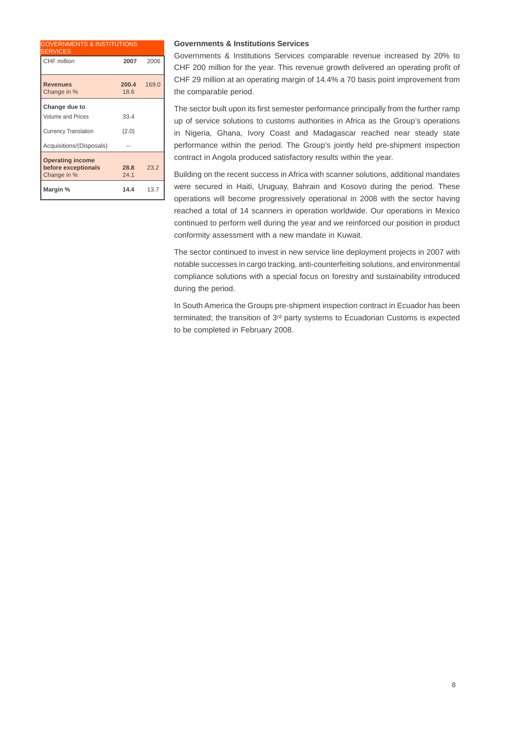| GOVERNMENTS & INSTITUTIONS SERVICES | | |
|---|---|---|
| CHF million | **2007** | 2006 |
| **Revenues** | **200.4** | 169.0 |
| Change in % | 18.6 | |
| **Change due to** | | |
| Volume and Prices | 33.4 | |
| Currency Translation | (2.0) | |
| Acquisitions/(Disposals) | -- | |
| **Operating income before exceptionals** | **28.8** | 23.2 |
| Change in % | 24.1 | |
| **Margin %** | **14.4** | 13.7 |

### Governments & Institutions Services

Governments & Institutions Services comparable revenue increased by 20% to CHF 200 million for the year. This revenue growth delivered an operating profit of CHF 29 million at an operating margin of 14.4% a 70 basis point improvement from the comparable period.

The sector built upon its first semester performance principally from the further ramp up of service solutions to customs authorities in Africa as the Group's operations in Nigeria, Ghana, Ivory Coast and Madagascar reached near steady state performance within the period. The Group's jointly held pre-shipment inspection contract in Angola produced satisfactory results within the year.

Building on the recent success in Africa with scanner solutions, additional mandates were secured in Haiti, Uruguay, Bahrain and Kosovo during the period. These operations will become progressively operational in 2008 with the sector having reached a total of 14 scanners in operation worldwide. Our operations in Mexico continued to perform well during the year and we reinforced our position in product conformity assessment with a new mandate in Kuwait.

The sector continued to invest in new service line deployment projects in 2007 with notable successes in cargo tracking, anti-counterfeiting solutions, and environmental compliance solutions with a special focus on forestry and sustainability introduced during the period.

In South America the Groups pre-shipment inspection contract in Ecuador has been terminated; the transition of 3rd party systems to Ecuadorian Customs is expected to be completed in February 2008.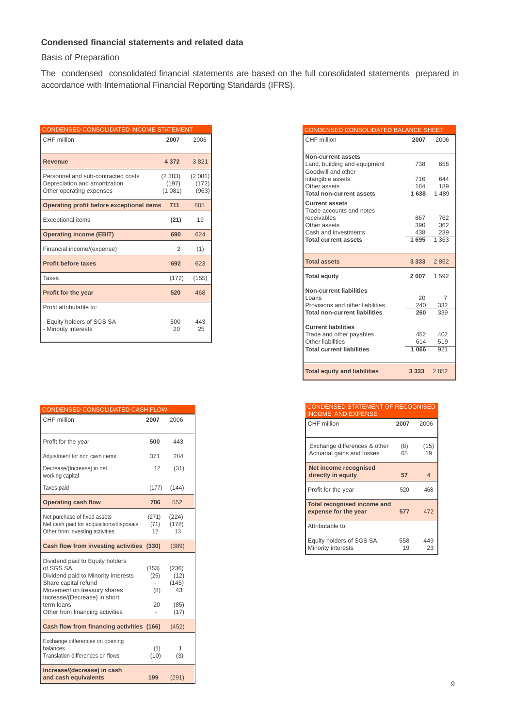## Condensed financial statements and related data

Basis of Preparation

The condensed consolidated financial statements are based on the full consolidated statements prepared in accordance with International Financial Reporting Standards (IFRS).

**CONDENSED CONSOLIDATED INCOME STATEMENT**

| CHF million | 2007 | 2006 |
|---|---|---|
| **Revenue** | **4 372** | 3 821 |
| Personnel and sub-contracted costs | (2 383) | (2 081) |
| Depreciation and amortization | (197) | (172) |
| Other operating expenses | (1 081) | (963) |
| **Operating profit before exceptional items** | **711** | 605 |
| Exceptional items | **(21)** | 19 |
| **Operating income (EBIT)** | **690** | 624 |
| Financial income/(expense) | 2 | (1) |
| **Profit before taxes** | **692** | 623 |
| Taxes | (172) | (155) |
| **Profit for the year** | **520** | 468 |
| Profit attributable to: | | |
| - Equity holders of SGS SA | 500 | 443 |
| - Minority interests | 20 | 25 |

**CONDENSED CONSOLIDATED BALANCE SHEET**

| CHF million | 2007 | 2006 |
|---|---|---|
| **Non-current assets** | | |
| Land, building and equipment | 738 | 656 |
| Goodwill and other intangible assets | 716 | 644 |
| Other assets | 184 | 189 |
| **Total non-current assets** | **1 638** | 1 489 |
| **Current assets** | | |
| Trade accounts and notes receivables | 867 | 762 |
| Other assets | 390 | 362 |
| Cash and investments | 438 | 239 |
| **Total current assets** | **1 695** | 1 363 |
| **Total assets** | **3 333** | 2 852 |
| **Total equity** | **2 007** | 1 592 |
| **Non-current liabilities** | | |
| Loans | 20 | 7 |
| Provisions and other liabilities | 240 | 332 |
| **Total non-current liabilities** | **260** | 339 |
| **Current liabilities** | | |
| Trade and other payables | 452 | 402 |
| Other liabilities | 614 | 519 |
| **Total current liabilities** | **1 066** | 921 |
| **Total equity and liabilities** | **3 333** | 2 852 |

**CONDENSED CONSOLIDATED CASH FLOW**

| CHF million | 2007 | 2006 |
|---|---|---|
| Profit for the year | **500** | 443 |
| Adjustment for non cash items | 371 | 284 |
| Decrease/(Increase) in net working capital | 12 | (31) |
| Taxes paid | (177) | (144) |
| **Operating cash flow** | **706** | 552 |
| Net purchase of fixed assets | (271) | (224) |
| Net cash paid for acquisitions/disposals | (71) | (178) |
| Other from investing activities | 12 | 13 |
| **Cash flow from investing activities** | **(330)** | (389) |
| Dividend paid to Equity holders of SGS SA | (153) | (236) |
| Dividend paid to Minority interests | (25) | (12) |
| Share capital refund | - | (145) |
| Movement on treasury shares | (8) | 43 |
| Increase/(Decrease) in short term loans | 20 | (85) |
| Other from financing activities | - | (17) |
| **Cash flow from financing activities** | **(166)** | (452) |
| Exchange differences on opening balances | (1) | 1 |
| Translation differences on flows | (10) | (3) |
| **Increase/(decrease) in cash and cash equivalents** | **199** | (291) |

**CONDENSED STATEMENT OF RECOGNISED INCOME AND EXPENSE**

| CHF million | 2007 | 2006 |
|---|---|---|
| Exchange differences & other | (8) | (15) |
| Actuarial gains and losses | 65 | 19 |
| **Net income recognised directly in equity** | **57** | 4 |
| Profit for the year | 520 | 468 |
| **Total recognised income and expense for the year** | **577** | 472 |
| Attributable to: | | |
| Equity holders of SGS SA | 558 | 449 |
| Minority interests | 19 | 23 |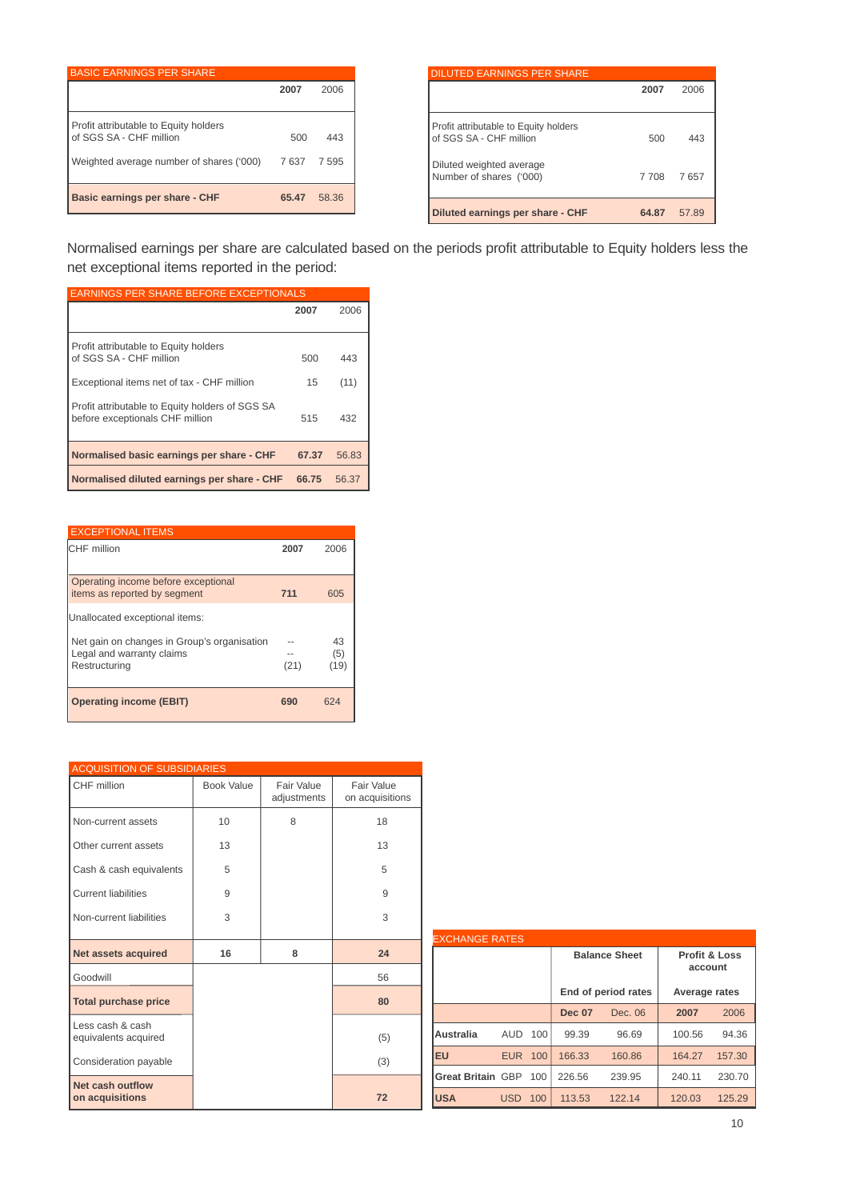**BASIC EARNINGS PER SHARE**

| | 2007 | 2006 |
|---|---|---|
| Profit attributable to Equity holders of SGS SA - CHF million | 500 | 443 |
| Weighted average number of shares ('000) | 7 637 | 7 595 |
| **Basic earnings per share - CHF** | **65.47** | 58.36 |

**DILUTED EARNINGS PER SHARE**

| | 2007 | 2006 |
|---|---|---|
| Profit attributable to Equity holders of SGS SA - CHF million | 500 | 443 |
| Diluted weighted average Number of shares ('000) | 7 708 | 7 657 |
| **Diluted earnings per share - CHF** | **64.87** | 57.89 |

Normalised earnings per share are calculated based on the periods profit attributable to Equity holders less the net exceptional items reported in the period:

**EARNINGS PER SHARE BEFORE EXCEPTIONALS**

| | 2007 | 2006 |
|---|---|---|
| Profit attributable to Equity holders of SGS SA - CHF million | 500 | 443 |
| Exceptional items net of tax - CHF million | 15 | (11) |
| Profit attributable to Equity holders of SGS SA before exceptionals CHF million | 515 | 432 |
| **Normalised basic earnings per share - CHF** | **67.37** | 56.83 |
| **Normalised diluted earnings per share - CHF** | **66.75** | 56.37 |

**EXCEPTIONAL ITEMS**

| CHF million | 2007 | 2006 |
|---|---|---|
| Operating income before exceptional items as reported by segment | **711** | 605 |
| Unallocated exceptional items: | | |
| Net gain on changes in Group's organisation | -- | 43 |
| Legal and warranty claims | -- | (5) |
| Restructuring | (21) | (19) |
| **Operating income (EBIT)** | **690** | 624 |

**ACQUISITION OF SUBSIDIARIES**

| CHF million | Book Value | Fair Value adjustments | Fair Value on acquisitions |
|---|---|---|---|
| Non-current assets | 10 | 8 | 18 |
| Other current assets | 13 | | 13 |
| Cash & cash equivalents | 5 | | 5 |
| Current liabilities | 9 | | 9 |
| Non-current liabilities | 3 | | 3 |
| **Net assets acquired** | **16** | **8** | **24** |
| Goodwill | | | 56 |
| **Total purchase price** | | | **80** |
| Less cash & cash equivalents acquired | | | (5) |
| Consideration payable | | | (3) |
| **Net cash outflow on acquisitions** | | | **72** |

**EXCHANGE RATES**

| | | | Balance Sheet | | Profit & Loss account | |
|---|---|---|---|---|---|---|
| | | | End of period rates | | Average rates | |
| | | | **Dec 07** | Dec. 06 | **2007** | 2006 |
| **Australia** | AUD | 100 | 99.39 | 96.69 | 100.56 | 94.36 |
| **EU** | EUR | 100 | 166.33 | 160.86 | 164.27 | 157.30 |
| **Great Britain** | GBP | 100 | 226.56 | 239.95 | 240.11 | 230.70 |
| **USA** | USD | 100 | 113.53 | 122.14 | 120.03 | 125.29 |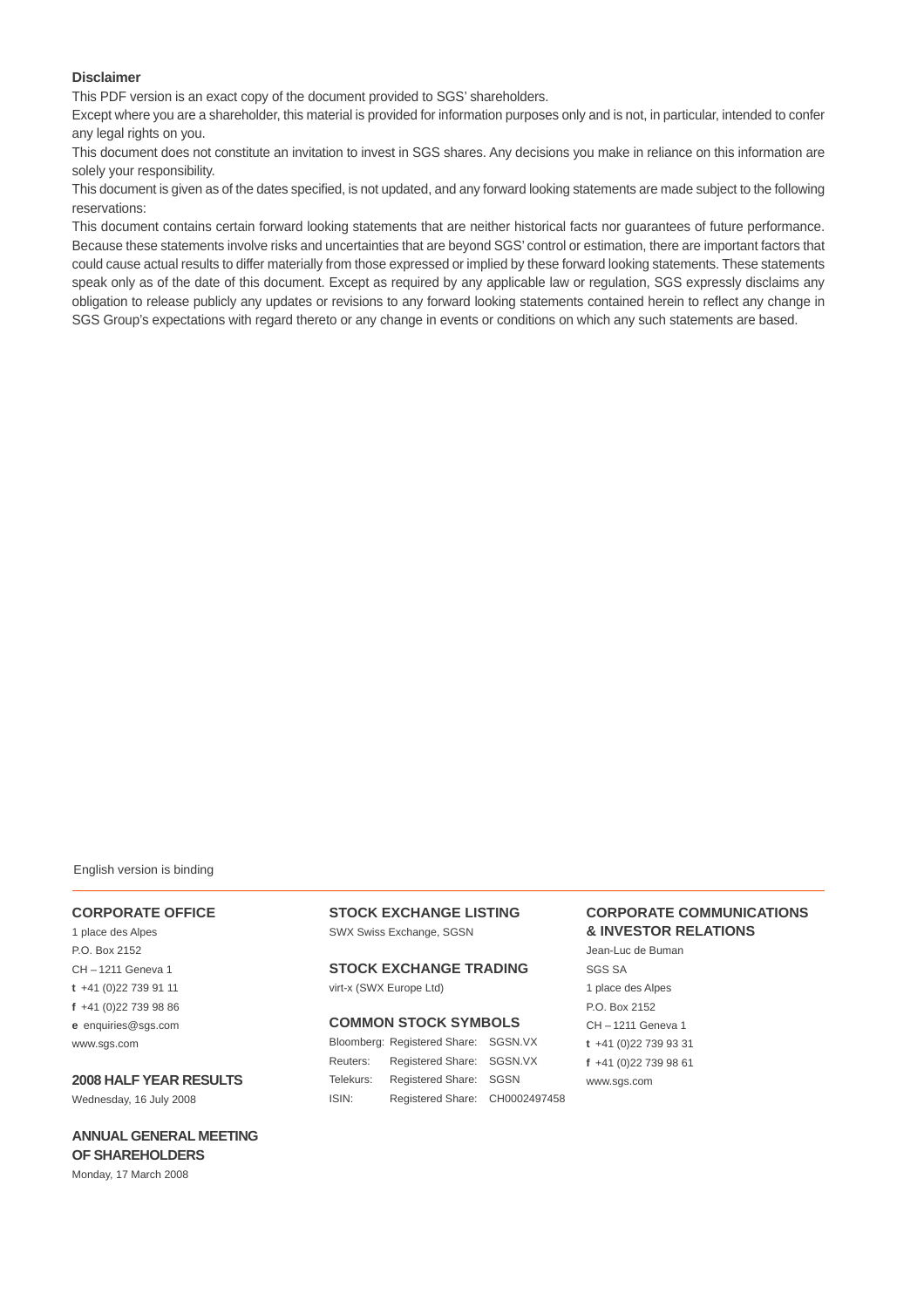**Disclaimer**

This PDF version is an exact copy of the document provided to SGS' shareholders.

Except where you are a shareholder, this material is provided for information purposes only and is not, in particular, intended to confer any legal rights on you.

This document does not constitute an invitation to invest in SGS shares. Any decisions you make in reliance on this information are solely your responsibility.

This document is given as of the dates specified, is not updated, and any forward looking statements are made subject to the following reservations:

This document contains certain forward looking statements that are neither historical facts nor guarantees of future performance. Because these statements involve risks and uncertainties that are beyond SGS' control or estimation, there are important factors that could cause actual results to differ materially from those expressed or implied by these forward looking statements. These statements speak only as of the date of this document. Except as required by any applicable law or regulation, SGS expressly disclaims any obligation to release publicly any updates or revisions to any forward looking statements contained herein to reflect any change in SGS Group's expectations with regard thereto or any change in events or conditions on which any such statements are based.

English version is binding

### CORPORATE OFFICE

1 place des Alpes
P.O. Box 2152
CH – 1211 Geneva 1
**t** +41 (0)22 739 91 11
**f** +41 (0)22 739 98 86
**e** enquiries@sgs.com
www.sgs.com

### 2008 HALF YEAR RESULTS

Wednesday, 16 July 2008

### ANNUAL GENERAL MEETING OF SHAREHOLDERS

Monday, 17 March 2008

### STOCK EXCHANGE LISTING

SWX Swiss Exchange, SGSN

### STOCK EXCHANGE TRADING

virt-x (SWX Europe Ltd)

### COMMON STOCK SYMBOLS

| | | |
|---|---|---|
| Bloomberg: | Registered Share: | SGSN.VX |
| Reuters: | Registered Share: | SGSN.VX |
| Telekurs: | Registered Share: | SGSN |
| ISIN: | Registered Share: | CH0002497458 |

### CORPORATE COMMUNICATIONS & INVESTOR RELATIONS

Jean-Luc de Buman
SGS SA
1 place des Alpes
P.O. Box 2152
CH – 1211 Geneva 1
**t** +41 (0)22 739 93 31
**f** +41 (0)22 739 98 61
www.sgs.com